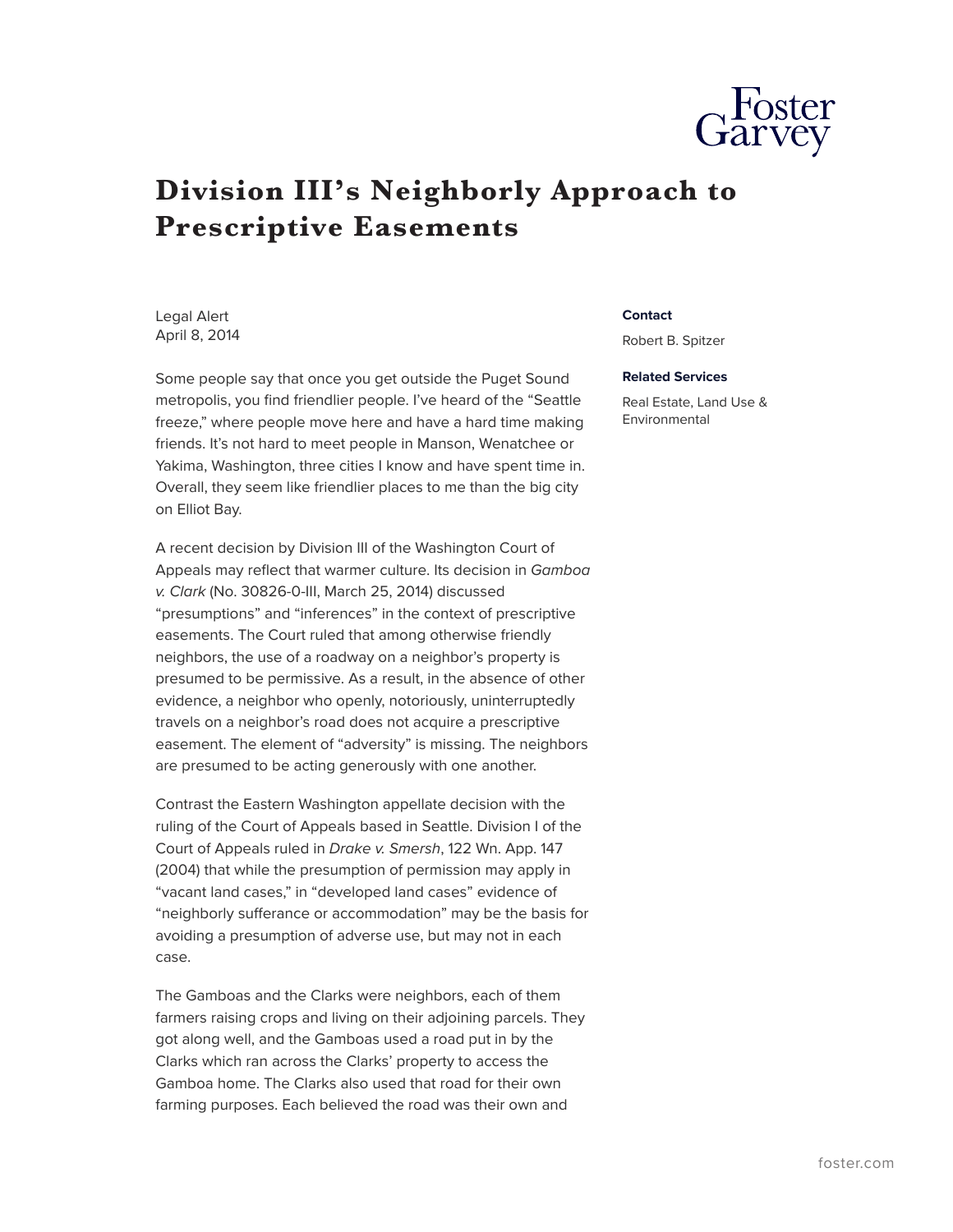# Division III's Neighborly Approach to Prescriptive Easements

Legal Alert
April 8, 2014

**Contact**

Robert B. Spitzer

**Related Services**

Real Estate, Land Use & Environmental

Some people say that once you get outside the Puget Sound metropolis, you find friendlier people. I've heard of the "Seattle freeze," where people move here and have a hard time making friends. It's not hard to meet people in Manson, Wenatchee or Yakima, Washington, three cities I know and have spent time in. Overall, they seem like friendlier places to me than the big city on Elliot Bay.

A recent decision by Division III of the Washington Court of Appeals may reflect that warmer culture. Its decision in *Gamboa v. Clark* (No. 30826-0-III, March 25, 2014) discussed "presumptions" and "inferences" in the context of prescriptive easements. The Court ruled that among otherwise friendly neighbors, the use of a roadway on a neighbor's property is presumed to be permissive. As a result, in the absence of other evidence, a neighbor who openly, notoriously, uninterruptedly travels on a neighbor's road does not acquire a prescriptive easement. The element of "adversity" is missing. The neighbors are presumed to be acting generously with one another.

Contrast the Eastern Washington appellate decision with the ruling of the Court of Appeals based in Seattle. Division I of the Court of Appeals ruled in *Drake v. Smersh*, 122 Wn. App. 147 (2004) that while the presumption of permission may apply in "vacant land cases," in "developed land cases" evidence of "neighborly sufferance or accommodation" may be the basis for avoiding a presumption of adverse use, but may not in each case.

The Gamboas and the Clarks were neighbors, each of them farmers raising crops and living on their adjoining parcels. They got along well, and the Gamboas used a road put in by the Clarks which ran across the Clarks' property to access the Gamboa home. The Clarks also used that road for their own farming purposes. Each believed the road was their own and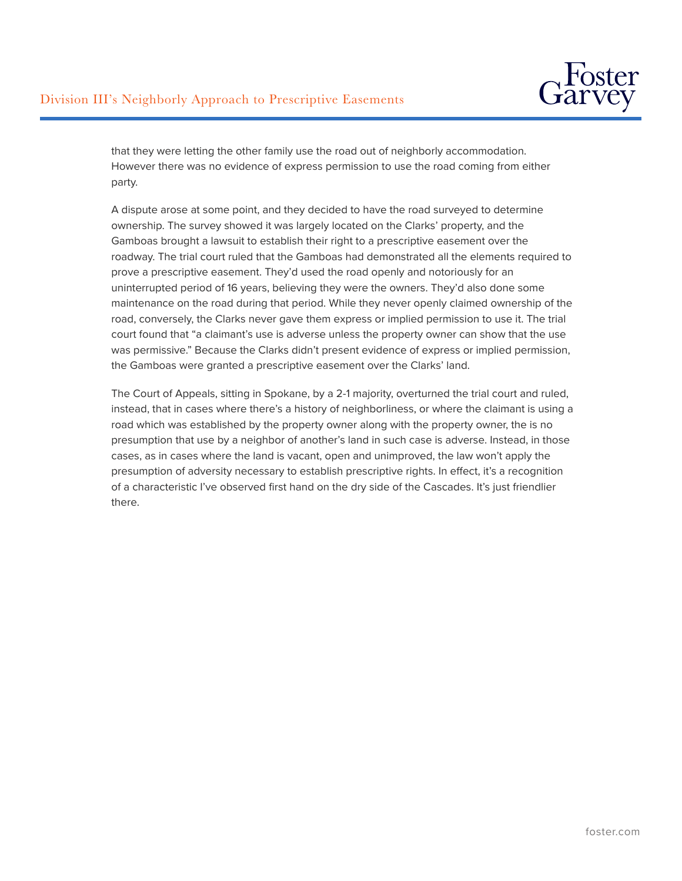that they were letting the other family use the road out of neighborly accommodation. However there was no evidence of express permission to use the road coming from either party.

A dispute arose at some point, and they decided to have the road surveyed to determine ownership. The survey showed it was largely located on the Clarks' property, and the Gamboas brought a lawsuit to establish their right to a prescriptive easement over the roadway. The trial court ruled that the Gamboas had demonstrated all the elements required to prove a prescriptive easement. They'd used the road openly and notoriously for an uninterrupted period of 16 years, believing they were the owners. They'd also done some maintenance on the road during that period. While they never openly claimed ownership of the road, conversely, the Clarks never gave them express or implied permission to use it. The trial court found that "a claimant's use is adverse unless the property owner can show that the use was permissive." Because the Clarks didn't present evidence of express or implied permission, the Gamboas were granted a prescriptive easement over the Clarks' land.

The Court of Appeals, sitting in Spokane, by a 2-1 majority, overturned the trial court and ruled, instead, that in cases where there's a history of neighborliness, or where the claimant is using a road which was established by the property owner along with the property owner, the is no presumption that use by a neighbor of another's land in such case is adverse. Instead, in those cases, as in cases where the land is vacant, open and unimproved, the law won't apply the presumption of adversity necessary to establish prescriptive rights. In effect, it's a recognition of a characteristic I've observed first hand on the dry side of the Cascades. It's just friendlier there.